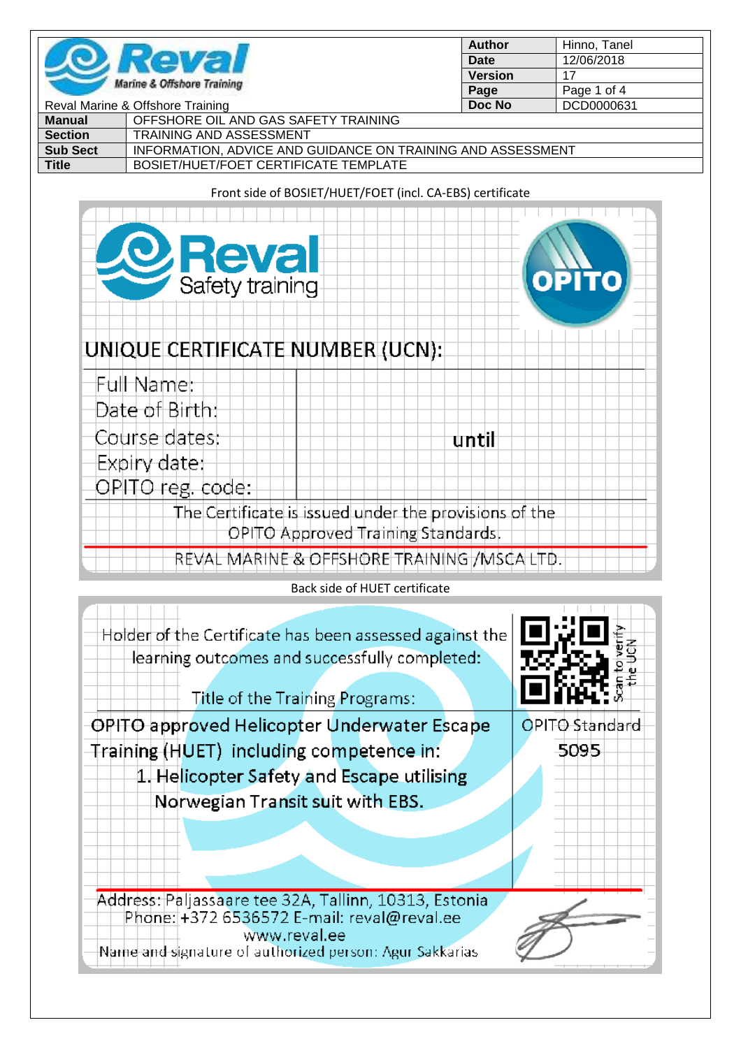| Reval Marine & Offshore Training | | Author | Hinno, Tanel |
|---|---|---|---|
| | | Date | 12/06/2018 |
| | | Version | 17 |
| | | Page | Page 1 of 4 |
| | | Doc No | DCD0000631 |

| | |
|---|---|
| **Manual** | OFFSHORE OIL AND GAS SAFETY TRAINING |
| **Section** | TRAINING AND ASSESSMENT |
| **Sub Sect** | INFORMATION, ADVICE AND GUIDANCE ON TRAINING AND ASSESSMENT |
| **Title** | BOSIET/HUET/FOET CERTIFICATE TEMPLATE |

Front side of BOSIET/HUET/FOET (incl. CA-EBS) certificate

Reval Safety training

OPITO

UNIQUE CERTIFICATE NUMBER (UCN):

| | |
|---|---|
| Full Name: | |
| Date of Birth: | |
| Course dates: | until |
| Expiry date: | |
| OPITO reg. code: | |

The Certificate is issued under the provisions of the OPITO Approved Training Standards.

REVAL MARINE & OFFSHORE TRAINING /MSCA LTD.

Back side of HUET certificate

Holder of the Certificate has been assessed against the learning outcomes and successfully completed:

Scan to verify the UCN

Title of the Training Programs:

| | |
|---|---|
| OPITO approved Helicopter Underwater Escape Training (HUET) including competence in:<br>1. Helicopter Safety and Escape utilising Norwegian Transit suit with EBS. | OPITO Standard<br>5095 |

Address: Paljassaare tee 32A, Tallinn, 10313, Estonia
Phone: +372 6536572 E-mail: reval@reval.ee
www.reval.ee
Name and signature of authorized person: Agur Sakkarias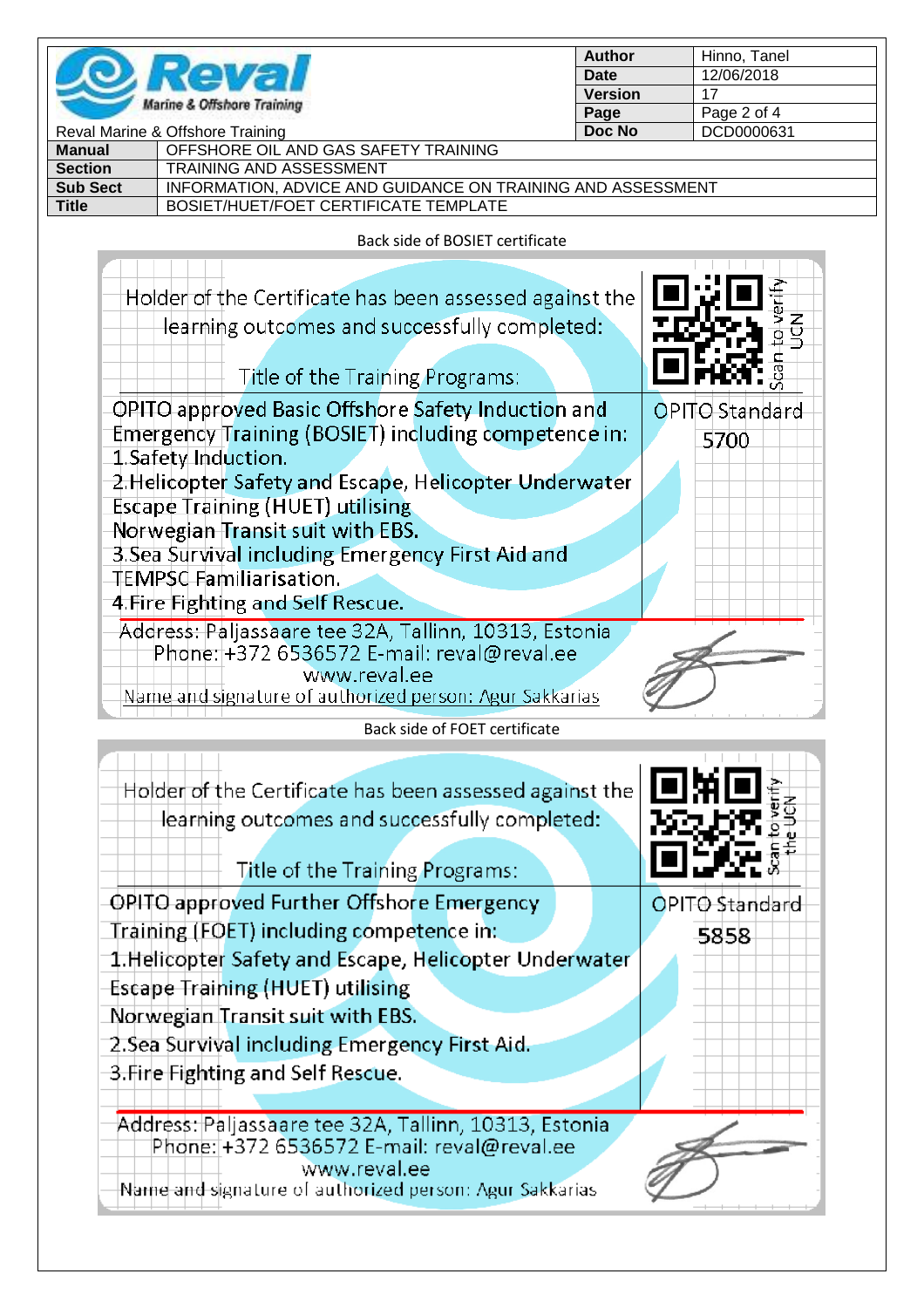| Reval Marine & Offshore Training | Author | Hinno, Tanel |
|---|---|---|
| | Date | 12/06/2018 |
| | Version | 17 |
| | Page | Page 2 of 4 |
| | Doc No | DCD0000631 |

| | |
|---|---|
| **Manual** | OFFSHORE OIL AND GAS SAFETY TRAINING |
| **Section** | TRAINING AND ASSESSMENT |
| **Sub Sect** | INFORMATION, ADVICE AND GUIDANCE ON TRAINING AND ASSESSMENT |
| **Title** | BOSIET/HUET/FOET CERTIFICATE TEMPLATE |

Back side of BOSIET certificate

Holder of the Certificate has been assessed against the learning outcomes and successfully completed:

Title of the Training Programs:

Scan to verify UCN

| | |
|---|---|
| OPITO approved Basic Offshore Safety Induction and Emergency Training (BOSIET) including competence in:<br>1.Safety Induction.<br>2.Helicopter Safety and Escape, Helicopter Underwater Escape Training (HUET) utilising Norwegian Transit suit with EBS.<br>3.Sea Survival including Emergency First Aid and TEMPSC Familiarisation.<br>4.Fire Fighting and Self Rescue. | OPITO Standard 5700 |

Address: Paljassaare tee 32A, Tallinn, 10313, Estonia
Phone: +372 6536572 E-mail: reval@reval.ee
www.reval.ee
Name and signature of authorized person: Agur Sakkarias

Back side of FOET certificate

Holder of the Certificate has been assessed against the learning outcomes and successfully completed:

Title of the Training Programs:

Scan to verify the UCN

| | |
|---|---|
| OPITO approved Further Offshore Emergency Training (FOET) including competence in:<br>1.Helicopter Safety and Escape, Helicopter Underwater Escape Training (HUET) utilising Norwegian Transit suit with EBS.<br>2.Sea Survival including Emergency First Aid.<br>3.Fire Fighting and Self Rescue. | OPITO Standard 5858 |

Address: Paljassaare tee 32A, Tallinn, 10313, Estonia
Phone: +372 6536572 E-mail: reval@reval.ee
www.reval.ee
Name and signature of authorized person: Agur Sakkarias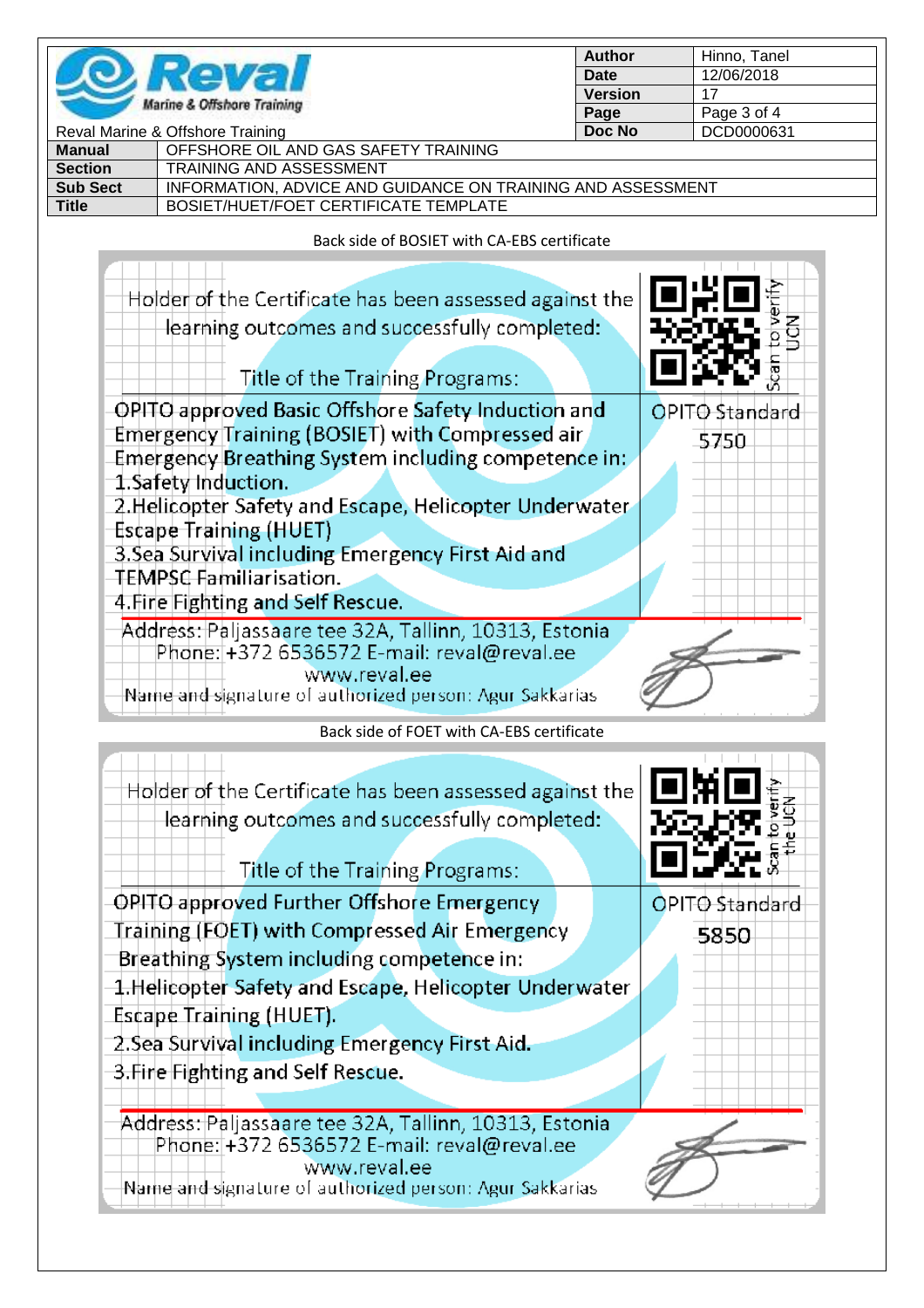| Reval Marine & Offshore Training | | Author | Hinno, Tanel |
|---|---|---|---|
| | | Date | 12/06/2018 |
| | | Version | 17 |
| | | Doc No | DCD0000631 |
| **Manual** | OFFSHORE OIL AND GAS SAFETY TRAINING | | |
| **Section** | TRAINING AND ASSESSMENT | | |
| **Sub Sect** | INFORMATION, ADVICE AND GUIDANCE ON TRAINING AND ASSESSMENT | | |
| **Title** | BOSIET/HUET/FOET CERTIFICATE TEMPLATE | | |

Back side of BOSIET with CA-EBS certificate

Holder of the Certificate has been assessed against the learning outcomes and successfully completed:

Scan to verify UCN

Title of the Training Programs:

| | |
|---|---|
| OPITO approved Basic Offshore Safety Induction and Emergency Training (BOSIET) with Compressed air Emergency Breathing System including competence in:<br>1.Safety Induction.<br>2.Helicopter Safety and Escape, Helicopter Underwater Escape Training (HUET)<br>3.Sea Survival including Emergency First Aid and TEMPSC Familiarisation.<br>4.Fire Fighting and Self Rescue. | OPITO Standard 5750 |

Address: Paljassaare tee 32A, Tallinn, 10313, Estonia
Phone: +372 6536572 E-mail: reval@reval.ee
www.reval.ee
Name and signature of authorized person: Agur Sakkarias

Back side of FOET with CA-EBS certificate

Holder of the Certificate has been assessed against the learning outcomes and successfully completed:

Scan to verify the UCN

Title of the Training Programs:

| | |
|---|---|
| OPITO approved Further Offshore Emergency Training (FOET) with Compressed Air Emergency Breathing System including competence in:<br>1.Helicopter Safety and Escape, Helicopter Underwater Escape Training (HUET).<br>2.Sea Survival including Emergency First Aid.<br>3.Fire Fighting and Self Rescue. | OPITO Standard 5850 |

Address: Paljassaare tee 32A, Tallinn, 10313, Estonia
Phone: +372 6536572 E-mail: reval@reval.ee
www.reval.ee
Name and signature of authorized person: Agur Sakkarias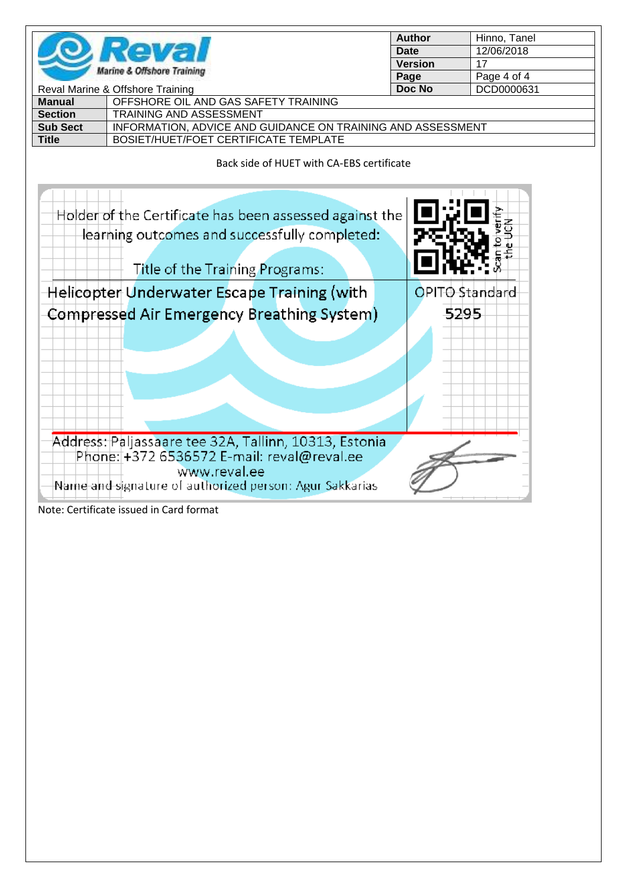| | | | |
|---|---|---|---|
| Reval Marine & Offshore Training | | Author | Hinno, Tanel |
| | | Date | 12/06/2018 |
| | | Version | 17 |
| | | Doc No | DCD0000631 |
| Manual | OFFSHORE OIL AND GAS SAFETY TRAINING | | |
| Section | TRAINING AND ASSESSMENT | | |
| Sub Sect | INFORMATION, ADVICE AND GUIDANCE ON TRAINING AND ASSESSMENT | | |
| Title | BOSIET/HUET/FOET CERTIFICATE TEMPLATE | | |

Back side of HUET with CA-EBS certificate

Holder of the Certificate has been assessed against the learning outcomes and successfully completed:

Scan to verify the UCN

Title of the Training Programs:

| Title of the Training Programs | OPITO Standard |
|---|---|
| Helicopter Underwater Escape Training (with Compressed Air Emergency Breathing System) | 5295 |

Address: Paljassaare tee 32A, Tallinn, 10313, Estonia
Phone: +372 6536572 E-mail: reval@reval.ee
www.reval.ee
Name and signature of authorized person: Agur Sakkarias

Note: Certificate issued in Card format